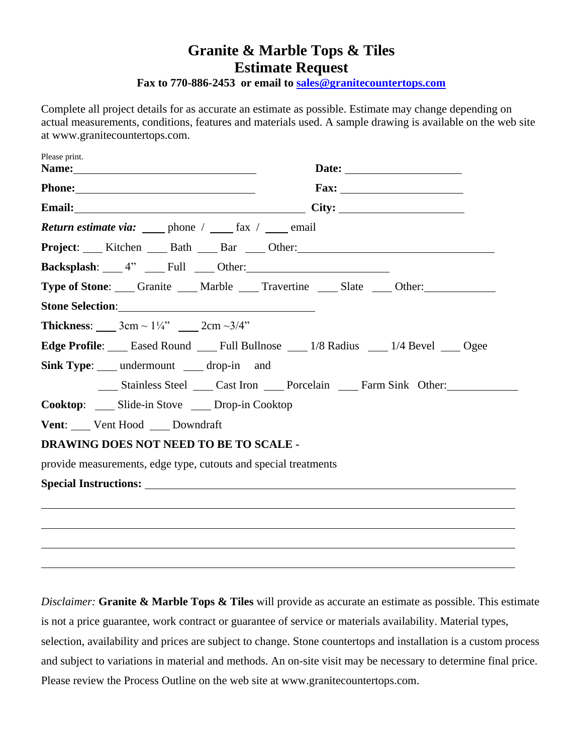# Granite & Marble Tops & Tiles
# Estimate Request

**Fax to 770-886-2453 or email to sales@granitecountertops.com**

Complete all project details for as accurate an estimate as possible. Estimate may change depending on actual measurements, conditions, features and materials used. A sample drawing is available on the web site at www.granitecountertops.com.

Please print.

**Name:** ______________________________ **Date:** ____________________

**Phone:** ______________________________ **Fax:** ____________________

**Email:** ______________________________________ **City:** ____________________

***Return estimate via:*** ____ phone / ____ fax / ____ email

**Project**: ____ Kitchen ____ Bath ____ Bar ____ Other: ______________________________

**Backsplash**: ____ 4" ____ Full ____ Other: ______________________

**Type of Stone**: ____ Granite ____ Marble ____ Travertine ____ Slate ____ Other: ____________

**Stone Selection**: ______________________________

**Thickness**: ____ 3cm ~ 1¼" ____ 2cm ~3/4"

**Edge Profile**: ____ Eased Round ____ Full Bullnose ____ 1/8 Radius ____ 1/4 Bevel ____ Ogee

**Sink Type**: ____ undermount ____ drop-in and

____ Stainless Steel ____ Cast Iron ____ Porcelain ____ Farm Sink Other: ____________

**Cooktop**: ____ Slide-in Stove ____ Drop-in Cooktop

**Vent**: ____ Vent Hood ____ Downdraft

**DRAWING DOES NOT NEED TO BE TO SCALE -**

provide measurements, edge type, cutouts and special treatments

**Special Instructions:** ______________________________________________________________

____________________________________________________________________________

____________________________________________________________________________

____________________________________________________________________________

____________________________________________________________________________

*Disclaimer:* **Granite & Marble Tops & Tiles** will provide as accurate an estimate as possible. This estimate is not a price guarantee, work contract or guarantee of service or materials availability. Material types, selection, availability and prices are subject to change. Stone countertops and installation is a custom process and subject to variations in material and methods. An on-site visit may be necessary to determine final price. Please review the Process Outline on the web site at www.granitecountertops.com.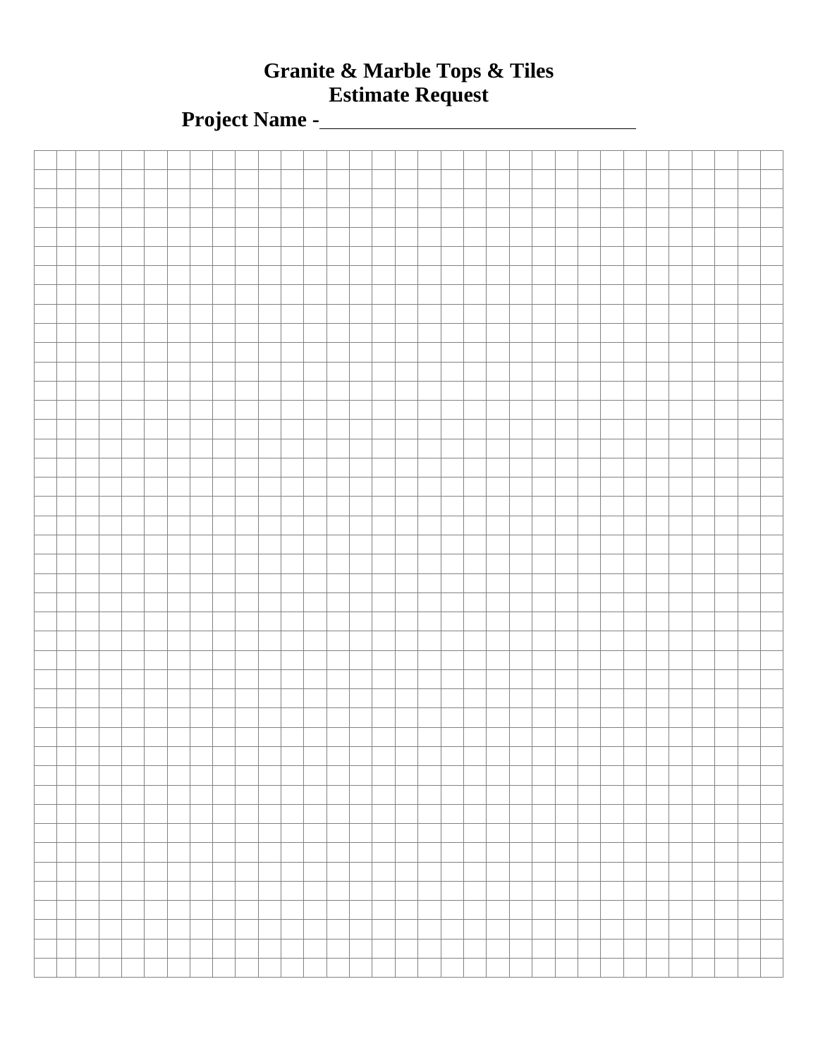**Granite & Marble Tops & Tiles**
**Estimate Request**
**Project Name -**\_\_\_\_\_\_\_\_\_\_\_\_\_\_\_\_\_\_\_\_\_\_\_\_\_\_\_\_\_\_\_\_